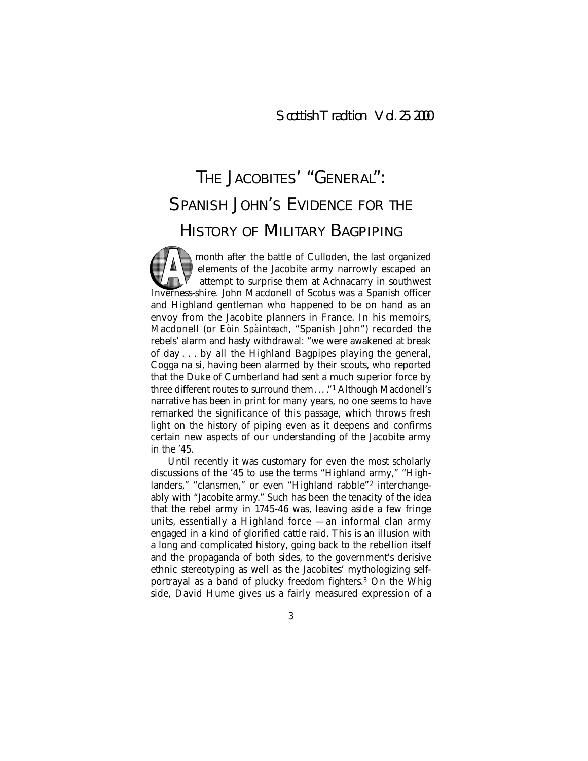# THE JACOBITES' "GENERAL": SPANISH JOHN'S EVIDENCE FOR THE HISTORY OF MILITARY BAGPIPING

A month after the battle of Culloden, the last organized elements of the Jacobite army narrowly escaped an attempt to surprise them at Achnacarry in southwest Inverness-shire. John Macdonell of Scotus was a Spanish officer and Highland gentleman who happened to be on hand as an envoy from the Jacobite planners in France. In his memoirs, Macdonell (or *Eòin Spàinteach*, "Spanish John") recorded the rebels' alarm and hasty withdrawal: "we were awakened at break of day . . . by all the Highland Bagpipes playing the general, Cogga na si, having been alarmed by their scouts, who reported that the Duke of Cumberland had sent a much superior force by three different routes to surround them . . . ."[1] Although Macdonell's narrative has been in print for many years, no one seems to have remarked the significance of this passage, which throws fresh light on the history of piping even as it deepens and confirms certain new aspects of our understanding of the Jacobite army in the '45.

Until recently it was customary for even the most scholarly discussions of the '45 to use the terms "Highland army," "Highlanders," "clansmen," or even "Highland rabble"[2] interchangeably with "Jacobite army." Such has been the tenacity of the idea that the rebel army in 1745-46 was, leaving aside a few fringe units, essentially a Highland force — an informal clan army engaged in a kind of glorified cattle raid. This is an illusion with a long and complicated history, going back to the rebellion itself and the propaganda of both sides, to the government's derisive ethnic stereotyping as well as the Jacobites' mythologizing self-portrayal as a band of plucky freedom fighters.[3] On the Whig side, David Hume gives us a fairly measured expression of a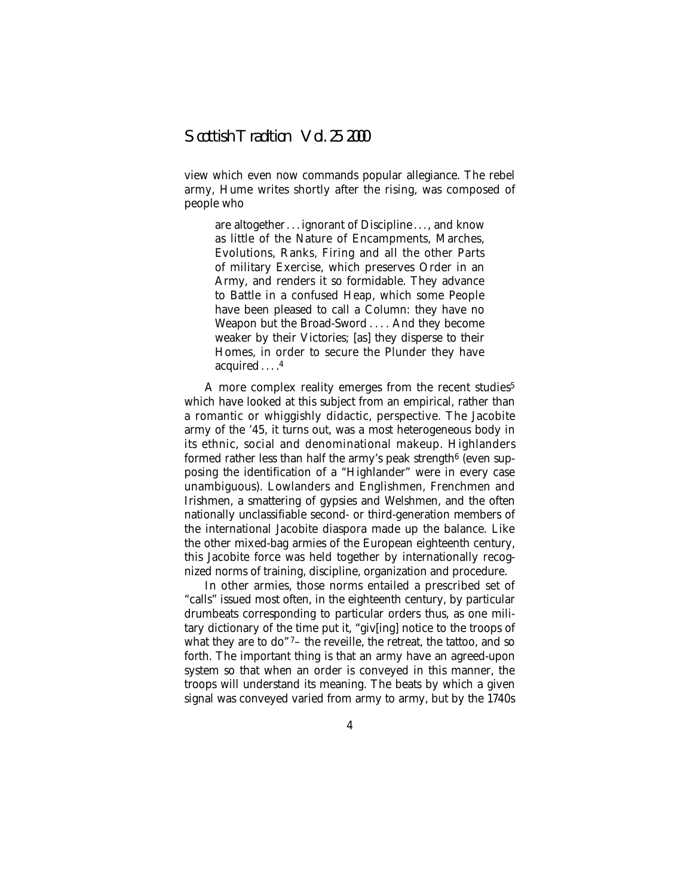view which even now commands popular allegiance. The rebel army, Hume writes shortly after the rising, was composed of people who

> are altogether . . . ignorant of Discipline . . . , and know as little of the Nature of Encampments, Marches, Evolutions, Ranks, Firing and all the other Parts of military Exercise, which preserves Order in an Army, and renders it so formidable. They advance to Battle in a confused Heap, which some People have been pleased to call a Column: they have no Weapon but the Broad-Sword . . . . And they become weaker by their Victories; [as] they disperse to their Homes, in order to secure the Plunder they have acquired . . . .[4]

A more complex reality emerges from the recent studies[5] which have looked at this subject from an empirical, rather than a romantic or whiggishly didactic, perspective. The Jacobite army of the '45, it turns out, was a most heterogeneous body in its ethnic, social and denominational makeup. Highlanders formed rather less than half the army's peak strength[6] (even supposing the identification of a "Highlander" were in every case unambiguous). Lowlanders and Englishmen, Frenchmen and Irishmen, a smattering of gypsies and Welshmen, and the often nationally unclassifiable second- or third-generation members of the international Jacobite diaspora made up the balance. Like the other mixed-bag armies of the European eighteenth century, this Jacobite force was held together by internationally recognized norms of training, discipline, organization and procedure.

In other armies, those norms entailed a prescribed set of "calls" issued most often, in the eighteenth century, by particular drumbeats corresponding to particular orders thus, as one military dictionary of the time put it, "giv[ing] notice to the troops of what they are to do"[7]– the reveille, the retreat, the tattoo, and so forth. The important thing is that an army have an agreed-upon system so that when an order is conveyed in this manner, the troops will understand its meaning. The beats by which a given signal was conveyed varied from army to army, but by the 1740s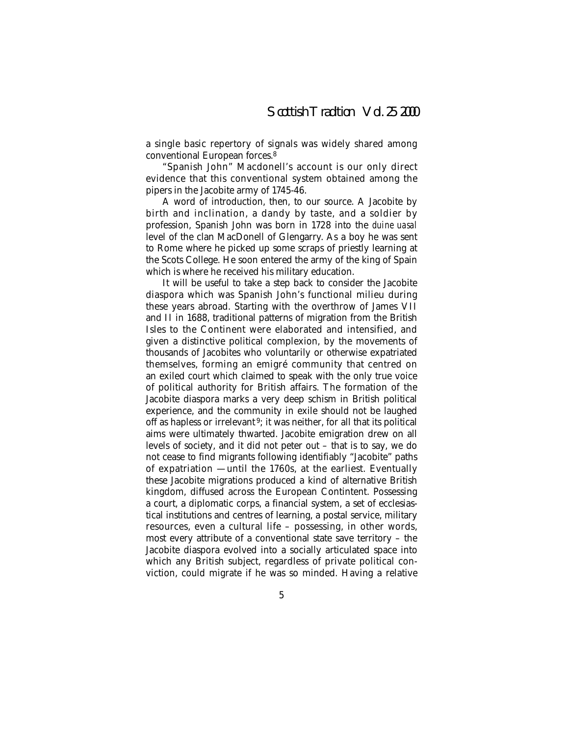a single basic repertory of signals was widely shared among conventional European forces.[8]

"Spanish John" Macdonell's account is our only direct evidence that this conventional system obtained among the pipers in the Jacobite army of 1745-46.

A word of introduction, then, to our source. A Jacobite by birth and inclination, a dandy by taste, and a soldier by profession, Spanish John was born in 1728 into the *duine uasal* level of the clan MacDonell of Glengarry. As a boy he was sent to Rome where he picked up some scraps of priestly learning at the Scots College. He soon entered the army of the king of Spain which is where he received his military education.

It will be useful to take a step back to consider the Jacobite diaspora which was Spanish John's functional milieu during these years abroad. Starting with the overthrow of James VII and II in 1688, traditional patterns of migration from the British Isles to the Continent were elaborated and intensified, and given a distinctive political complexion, by the movements of thousands of Jacobites who voluntarily or otherwise expatriated themselves, forming an emigré community that centred on an exiled court which claimed to speak with the only true voice of political authority for British affairs. The formation of the Jacobite diaspora marks a very deep schism in British political experience, and the community in exile should not be laughed off as hapless or irrelevant[9]; it was neither, for all that its political aims were ultimately thwarted. Jacobite emigration drew on all levels of society, and it did not peter out – that is to say, we do not cease to find migrants following identifiably "Jacobite" paths of expatriation —until the 1760s, at the earliest. Eventually these Jacobite migrations produced a kind of alternative British kingdom, diffused across the European Contintent. Possessing a court, a diplomatic corps, a financial system, a set of ecclesiastical institutions and centres of learning, a postal service, military resources, even a cultural life – possessing, in other words, most every attribute of a conventional state save territory – the Jacobite diaspora evolved into a socially articulated space into which any British subject, regardless of private political conviction, could migrate if he was so minded. Having a relative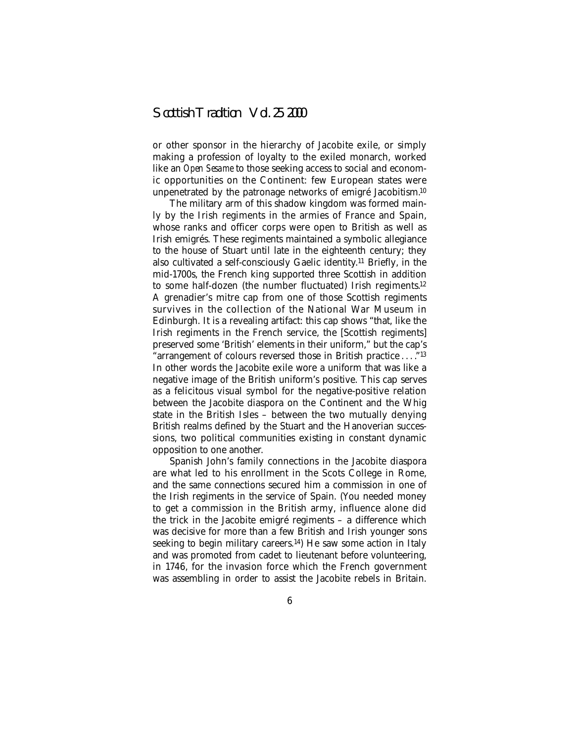or other sponsor in the hierarchy of Jacobite exile, or simply making a profession of loyalty to the exiled monarch, worked like an *Open Sesame* to those seeking access to social and economic opportunities on the Continent: few European states were unpenetrated by the patronage networks of emigré Jacobitism.[10]

The military arm of this shadow kingdom was formed mainly by the Irish regiments in the armies of France and Spain, whose ranks and officer corps were open to British as well as Irish emigrés. These regiments maintained a symbolic allegiance to the house of Stuart until late in the eighteenth century; they also cultivated a self-consciously Gaelic identity.[11] Briefly, in the mid-1700s, the French king supported three Scottish in addition to some half-dozen (the number fluctuated) Irish regiments.[12] A grenadier's mitre cap from one of those Scottish regiments survives in the collection of the National War Museum in Edinburgh. It is a revealing artifact: this cap shows "that, like the Irish regiments in the French service, the [Scottish regiments] preserved some 'British' elements in their uniform," but the cap's "arrangement of colours reversed those in British practice . . . ."[13] In other words the Jacobite exile wore a uniform that was like a negative image of the British uniform's positive. This cap serves as a felicitous visual symbol for the negative-positive relation between the Jacobite diaspora on the Continent and the Whig state in the British Isles – between the two mutually denying British realms defined by the Stuart and the Hanoverian successions, two political communities existing in constant dynamic opposition to one another.

Spanish John's family connections in the Jacobite diaspora are what led to his enrollment in the Scots College in Rome, and the same connections secured him a commission in one of the Irish regiments in the service of Spain. (You needed money to get a commission in the British army, influence alone did the trick in the Jacobite emigré regiments – a difference which was decisive for more than a few British and Irish younger sons seeking to begin military careers.[14]) He saw some action in Italy and was promoted from cadet to lieutenant before volunteering, in 1746, for the invasion force which the French government was assembling in order to assist the Jacobite rebels in Britain.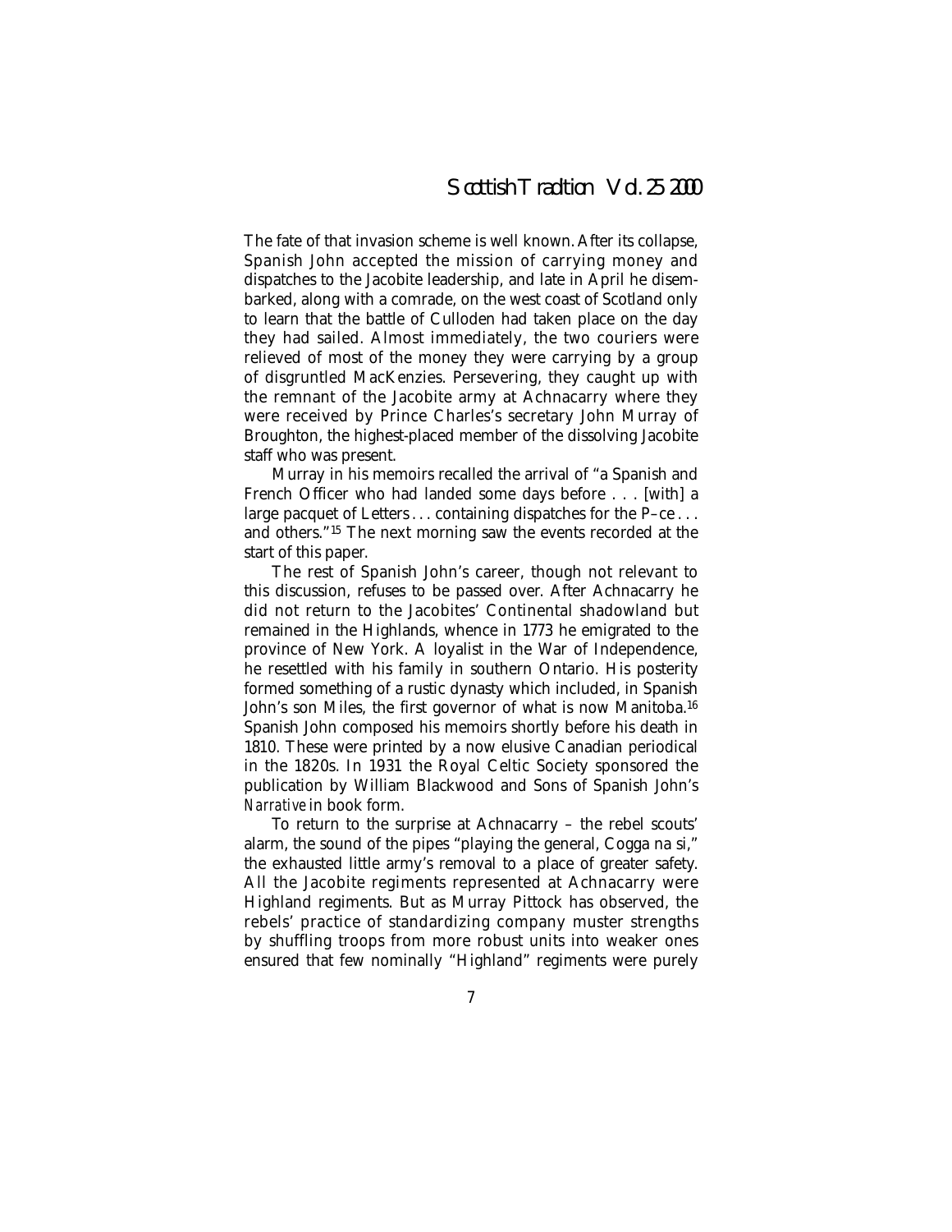The fate of that invasion scheme is well known. After its collapse, Spanish John accepted the mission of carrying money and dispatches to the Jacobite leadership, and late in April he disembarked, along with a comrade, on the west coast of Scotland only to learn that the battle of Culloden had taken place on the day they had sailed. Almost immediately, the two couriers were relieved of most of the money they were carrying by a group of disgruntled MacKenzies. Persevering, they caught up with the remnant of the Jacobite army at Achnacarry where they were received by Prince Charles's secretary John Murray of Broughton, the highest-placed member of the dissolving Jacobite staff who was present.

Murray in his memoirs recalled the arrival of "a Spanish and French Officer who had landed some days before . . . [with] a large pacquet of Letters . . . containing dispatches for the P–ce . . . and others."[15] The next morning saw the events recorded at the start of this paper.

The rest of Spanish John's career, though not relevant to this discussion, refuses to be passed over. After Achnacarry he did not return to the Jacobites' Continental shadowland but remained in the Highlands, whence in 1773 he emigrated to the province of New York. A loyalist in the War of Independence, he resettled with his family in southern Ontario. His posterity formed something of a rustic dynasty which included, in Spanish John's son Miles, the first governor of what is now Manitoba.[16] Spanish John composed his memoirs shortly before his death in 1810. These were printed by a now elusive Canadian periodical in the 1820s. In 1931 the Royal Celtic Society sponsored the publication by William Blackwood and Sons of Spanish John's *Narrative* in book form.

To return to the surprise at Achnacarry – the rebel scouts' alarm, the sound of the pipes "playing the general, Cogga na si," the exhausted little army's removal to a place of greater safety. All the Jacobite regiments represented at Achnacarry were Highland regiments. But as Murray Pittock has observed, the rebels' practice of standardizing company muster strengths by shuffling troops from more robust units into weaker ones ensured that few nominally "Highland" regiments were purely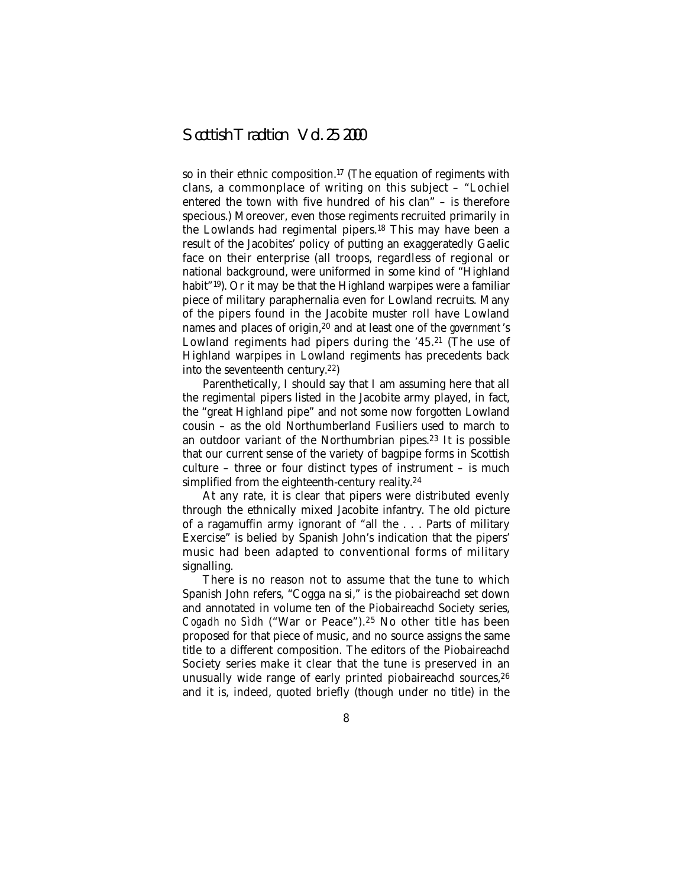so in their ethnic composition.[17] (The equation of regiments with clans, a commonplace of writing on this subject – "Lochiel entered the town with five hundred of his clan" – is therefore specious.) Moreover, even those regiments recruited primarily in the Lowlands had regimental pipers.[18] This may have been a result of the Jacobites' policy of putting an exaggeratedly Gaelic face on their enterprise (all troops, regardless of regional or national background, were uniformed in some kind of "Highland habit"[19]). Or it may be that the Highland warpipes were a familiar piece of military paraphernalia even for Lowland recruits. Many of the pipers found in the Jacobite muster roll have Lowland names and places of origin,[20] and at least one of the *government*'s Lowland regiments had pipers during the '45.[21] (The use of Highland warpipes in Lowland regiments has precedents back into the seventeenth century.[22])

Parenthetically, I should say that I am assuming here that all the regimental pipers listed in the Jacobite army played, in fact, the "great Highland pipe" and not some now forgotten Lowland cousin – as the old Northumberland Fusiliers used to march to an outdoor variant of the Northumbrian pipes.[23] It is possible that our current sense of the variety of bagpipe forms in Scottish culture – three or four distinct types of instrument – is much simplified from the eighteenth-century reality.[24]

At any rate, it is clear that pipers were distributed evenly through the ethnically mixed Jacobite infantry. The old picture of a ragamuffin army ignorant of "all the . . . Parts of military Exercise" is belied by Spanish John's indication that the pipers' music had been adapted to conventional forms of military signalling.

There is no reason not to assume that the tune to which Spanish John refers, "Cogga na si," is the piobaireachd set down and annotated in volume ten of the Piobaireachd Society series, *Cogadh no Sìdh* ("War or Peace").[25] No other title has been proposed for that piece of music, and no source assigns the same title to a different composition. The editors of the Piobaireachd Society series make it clear that the tune is preserved in an unusually wide range of early printed piobaireachd sources,[26] and it is, indeed, quoted briefly (though under no title) in the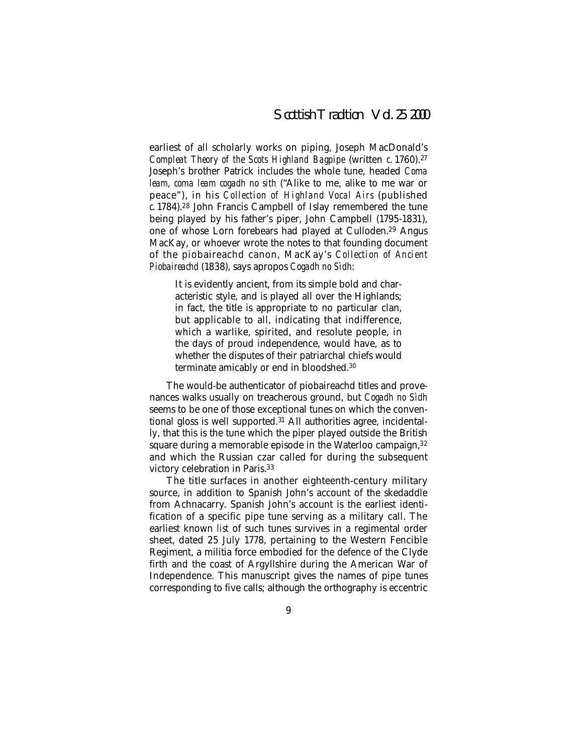earliest of all scholarly works on piping, Joseph MacDonald's *Compleat Theory of the Scots Highland Bagpipe* (written *c.* 1760).[27] Joseph's brother Patrick includes the whole tune, headed *Coma leam, coma leam cogadh no sith* ("Alike to me, alike to me war or peace"), in his *Collection of Highland Vocal Airs* (published *c.* 1784).[28] John Francis Campbell of Islay remembered the tune being played by his father's piper, John Campbell (1795-1831), one of whose Lorn forebears had played at Culloden.[29] Angus MacKay, or whoever wrote the notes to that founding document of the piobaireachd canon, MacKay's *Collection of Ancient Piobaireachd* (1838), says apropos *Cogadh no Sìdh*:

> It is evidently ancient, from its simple bold and characteristic style, and is played all over the Highlands; in fact, the title is appropriate to no particular clan, but applicable to all, indicating that indifference, which a warlike, spirited, and resolute people, in the days of proud independence, would have, as to whether the disputes of their patriarchal chiefs would terminate amicably or end in bloodshed.[30]

The would-be authenticator of piobaireachd titles and provenances walks usually on treacherous ground, but *Cogadh no Sìdh* seems to be one of those exceptional tunes on which the conventional gloss is well supported.[31] All authorities agree, incidentally, that this is the tune which the piper played outside the British square during a memorable episode in the Waterloo campaign,[32] and which the Russian czar called for during the subsequent victory celebration in Paris.[33]

The title surfaces in another eighteenth-century military source, in addition to Spanish John's account of the skedaddle from Achnacarry. Spanish John's account is the earliest identification of a specific pipe tune serving as a military call. The earliest known *list* of such tunes survives in a regimental order sheet, dated 25 July 1778, pertaining to the Western Fencible Regiment, a militia force embodied for the defence of the Clyde firth and the coast of Argyllshire during the American War of Independence. This manuscript gives the names of pipe tunes corresponding to five calls; although the orthography is eccentric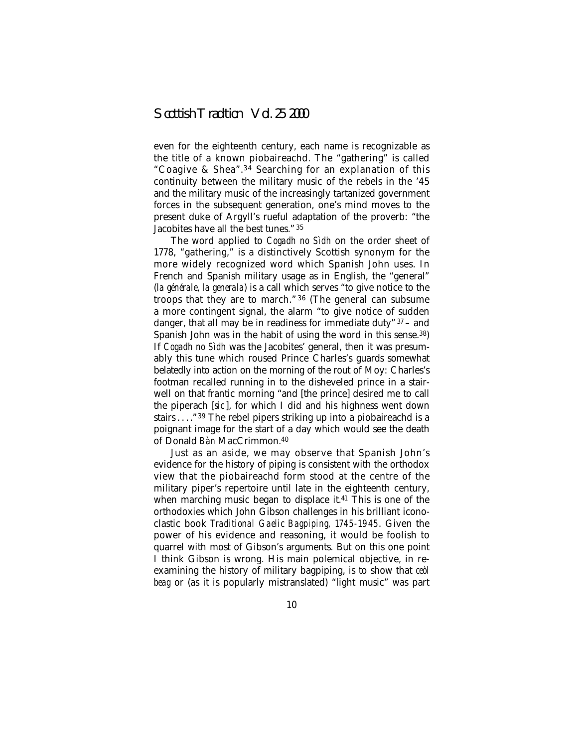even for the eighteenth century, each name is recognizable as the title of a known piobaireachd. The "gathering" is called "Coagive & Shea".[34] Searching for an explanation of this continuity between the military music of the rebels in the '45 and the military music of the increasingly tartanized government forces in the subsequent generation, one's mind moves to the present duke of Argyll's rueful adaptation of the proverb: "the Jacobites have all the best tunes."[35]

The word applied to *Cogadh no Sìdh* on the order sheet of 1778, "gathering," is a distinctively Scottish synonym for the more widely recognized word which Spanish John uses. In French and Spanish military usage as in English, the "general" (*la générale*, *la generala*) is a call which serves "to give notice to the troops that they are to march."[36] (The general can subsume a more contingent signal, the alarm "to give notice of sudden danger, that all may be in readiness for immediate duty"[37] – and Spanish John was in the habit of using the word in this sense.[38]) If *Cogadh no Sìdh* was the Jacobites' general, then it was presumably this tune which roused Prince Charles's guards somewhat belatedly into action on the morning of the rout of Moy: Charles's footman recalled running in to the disheveled prince in a stairwell on that frantic morning "and [the prince] desired me to call the piperach [*sic*], for which I did and his highness went down stairs . . . ."[39] The rebel pipers striking up into a piobaireachd is a poignant image for the start of a day which would see the death of Donald *Bàn* MacCrimmon.[40]

Just as an aside, we may observe that Spanish John's evidence for the history of piping is consistent with the orthodox view that the piobaireachd form stood at the centre of the military piper's repertoire until late in the eighteenth century, when marching music began to displace it.[41] This is one of the orthodoxies which John Gibson challenges in his brilliant iconoclastic book *Traditional Gaelic Bagpiping, 1745-1945*. Given the power of his evidence and reasoning, it would be foolish to quarrel with most of Gibson's arguments. But on this one point I think Gibson is wrong. His main polemical objective, in re-examining the history of military bagpiping, is to show that *ceòl beag* or (as it is popularly mistranslated) "light music" was part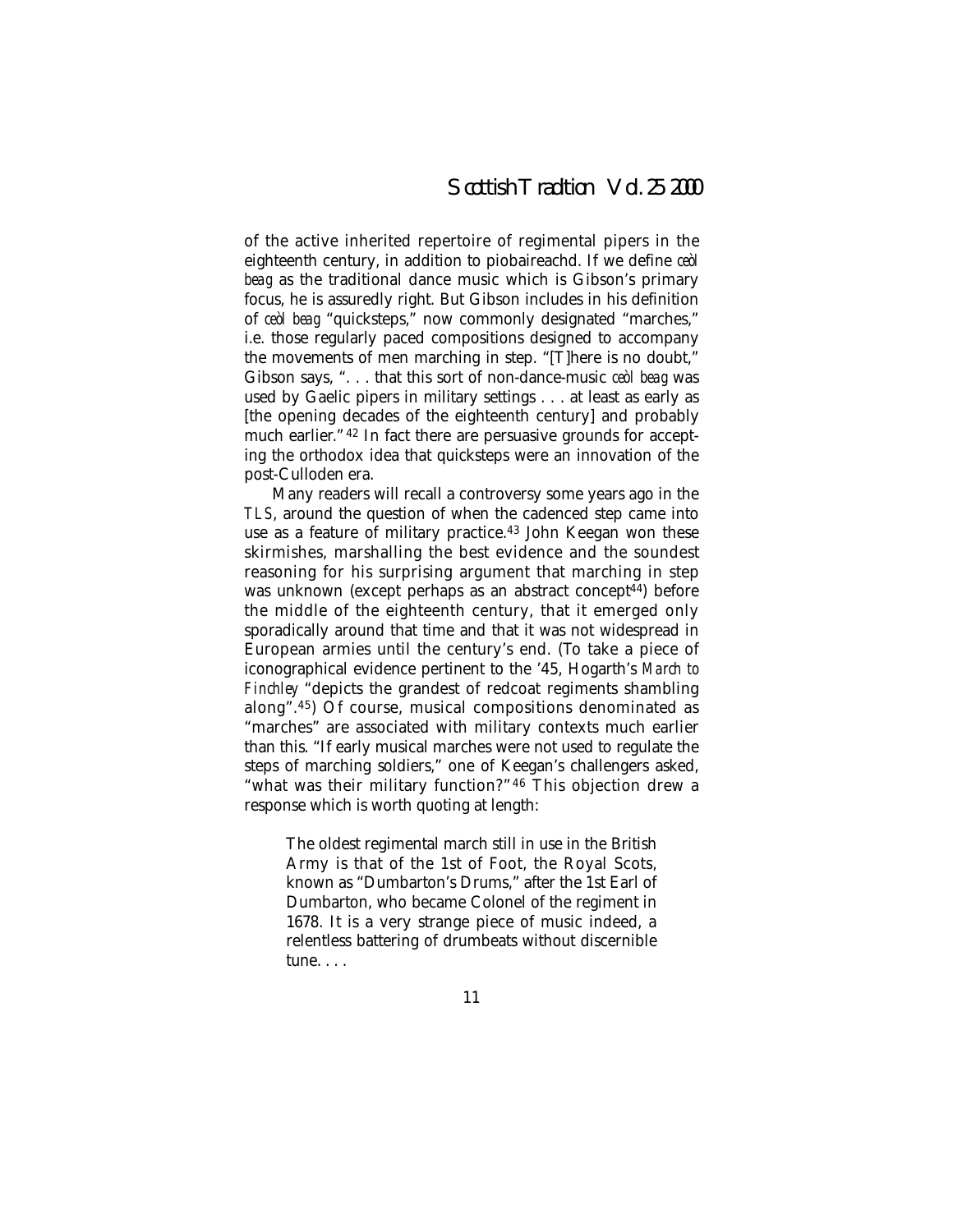of the active inherited repertoire of regimental pipers in the eighteenth century, in addition to piobaireachd. If we define *ceòl beag* as the traditional dance music which is Gibson's primary focus, he is assuredly right. But Gibson includes in his definition of *ceòl beag* "quicksteps," now commonly designated "marches," i.e. those regularly paced compositions designed to accompany the movements of men marching in step. "[T]here is no doubt," Gibson says, ". . . that this sort of non-dance-music *ceòl beag* was used by Gaelic pipers in military settings . . . at least as early as [the opening decades of the eighteenth century] and probably much earlier."[42] In fact there are persuasive grounds for accepting the orthodox idea that quicksteps were an innovation of the post-Culloden era.

Many readers will recall a controversy some years ago in the *TLS*, around the question of when the cadenced step came into use as a feature of military practice.[43] John Keegan won these skirmishes, marshalling the best evidence and the soundest reasoning for his surprising argument that marching in step was unknown (except perhaps as an abstract concept[44]) before the middle of the eighteenth century, that it emerged only sporadically around that time and that it was not widespread in European armies until the century's end. (To take a piece of iconographical evidence pertinent to the '45, Hogarth's *March to Finchley* "depicts the grandest of redcoat regiments shambling along".[45]) Of course, musical compositions denominated as "marches" are associated with military contexts much earlier than this. "If early musical marches were not used to regulate the steps of marching soldiers," one of Keegan's challengers asked, "what was their military function?"[46] This objection drew a response which is worth quoting at length:

> The oldest regimental march still in use in the British Army is that of the 1st of Foot, the Royal Scots, known as "Dumbarton's Drums," after the 1st Earl of Dumbarton, who became Colonel of the regiment in 1678. It is a very strange piece of music indeed, a relentless battering of drumbeats without discernible tune. . . .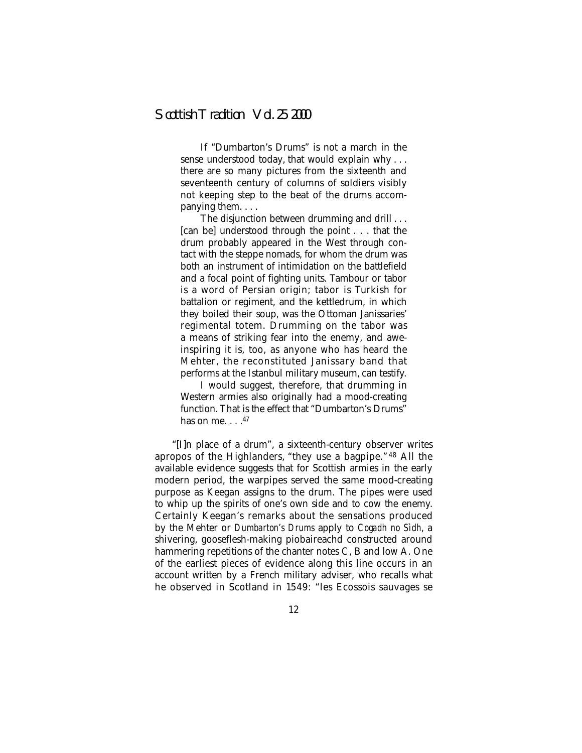> If "Dumbarton's Drums" is not a march in the sense understood today, that would explain why . . . there are so many pictures from the sixteenth and seventeenth century of columns of soldiers visibly not keeping step to the beat of the drums accompanying them. . . .
>
> The disjunction between drumming and drill . . . [can be] understood through the point . . . that the drum probably appeared in the West through contact with the steppe nomads, for whom the drum was both an instrument of intimidation on the battlefield and a focal point of fighting units. Tambour or tabor is a word of Persian origin; tabor is Turkish for battalion or regiment, and the kettledrum, in which they boiled their soup, was the Ottoman Janissaries' regimental totem. Drumming on the tabor was a means of striking fear into the enemy, and awe-inspiring it is, too, as anyone who has heard the Mehter, the reconstituted Janissary band that performs at the Istanbul military museum, can testify.
>
> I would suggest, therefore, that drumming in Western armies also originally had a mood-creating function. That is the effect that "Dumbarton's Drums" has on me. . . .[47]

"[I]n place of a drum", a sixteenth-century observer writes apropos of the Highlanders, "they use a bagpipe."[48] All the available evidence suggests that for Scottish armies in the early modern period, the warpipes served the same mood-creating purpose as Keegan assigns to the drum. The pipes were used to whip up the spirits of one's own side and to cow the enemy. Certainly Keegan's remarks about the sensations produced by the Mehter or *Dumbarton's Drums* apply to *Cogadh no Sìdh*, a shivering, gooseflesh-making piobaireachd constructed around hammering repetitions of the chanter notes C, B and low A. One of the earliest pieces of evidence along this line occurs in an account written by a French military adviser, who recalls what he observed in Scotland in 1549: "les Ecossois sauvages se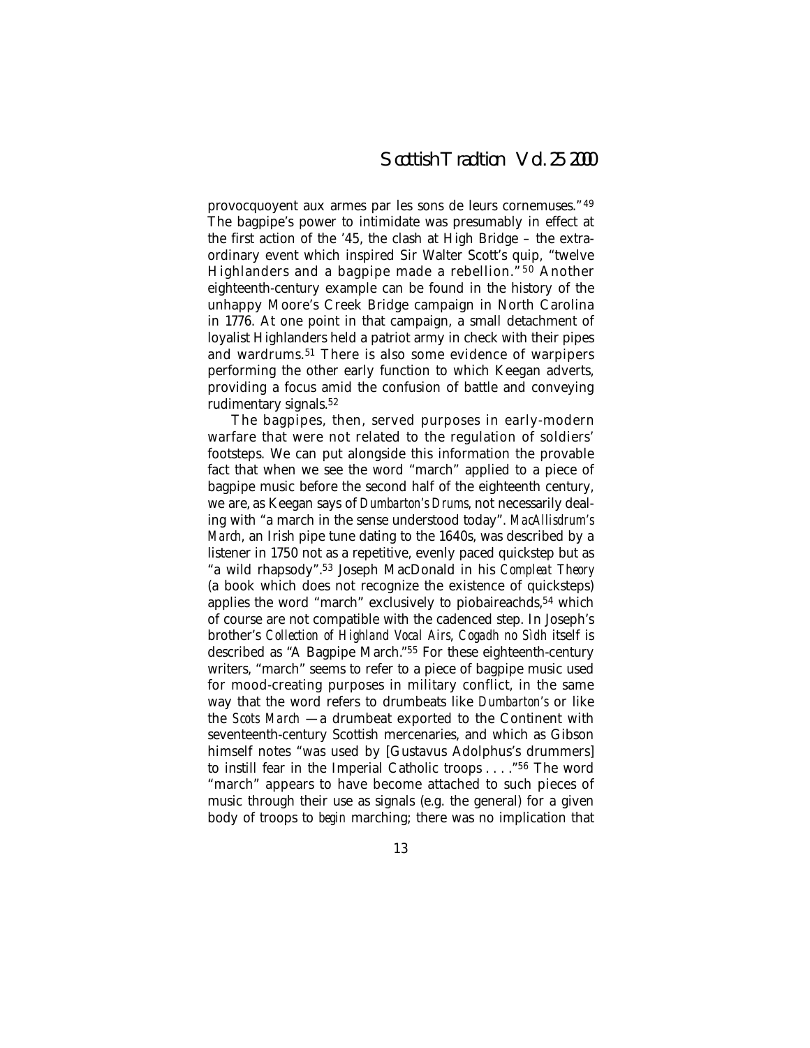provocquoyent aux armes par les sons de leurs cornemuses."[49] The bagpipe's power to intimidate was presumably in effect at the first action of the '45, the clash at High Bridge – the extraordinary event which inspired Sir Walter Scott's quip, "twelve Highlanders and a bagpipe made a rebellion."[50] Another eighteenth-century example can be found in the history of the unhappy Moore's Creek Bridge campaign in North Carolina in 1776. At one point in that campaign, a small detachment of loyalist Highlanders held a patriot army in check with their pipes and wardrums.[51] There is also some evidence of warpipers performing the other early function to which Keegan adverts, providing a focus amid the confusion of battle and conveying rudimentary signals.[52]

The bagpipes, then, served purposes in early-modern warfare that were not related to the regulation of soldiers' footsteps. We can put alongside this information the provable fact that when we see the word "march" applied to a piece of bagpipe music before the second half of the eighteenth century, we are, as Keegan says of *Dumbarton's Drums*, not necessarily dealing with "a march in the sense understood today". *MacAllisdrum's March*, an Irish pipe tune dating to the 1640s, was described by a listener in 1750 not as a repetitive, evenly paced quickstep but as "a wild rhapsody".[53] Joseph MacDonald in his *Compleat Theory* (a book which does not recognize the existence of quicksteps) applies the word "march" exclusively to piobaireachds,[54] which of course are not compatible with the cadenced step. In Joseph's brother's *Collection of Highland Vocal Airs*, *Cogadh no Sìdh* itself is described as "A Bagpipe March."[55] For these eighteenth-century writers, "march" seems to refer to a piece of bagpipe music used for mood-creating purposes in military conflict, in the same way that the word refers to drumbeats like *Dumbarton's* or like the *Scots March* — a drumbeat exported to the Continent with seventeenth-century Scottish mercenaries, and which as Gibson himself notes "was used by [Gustavus Adolphus's drummers] to instill fear in the Imperial Catholic troops . . . ."[56] The word "march" appears to have become attached to such pieces of music through their use as signals (e.g. the general) for a given body of troops to *begin* marching; there was no implication that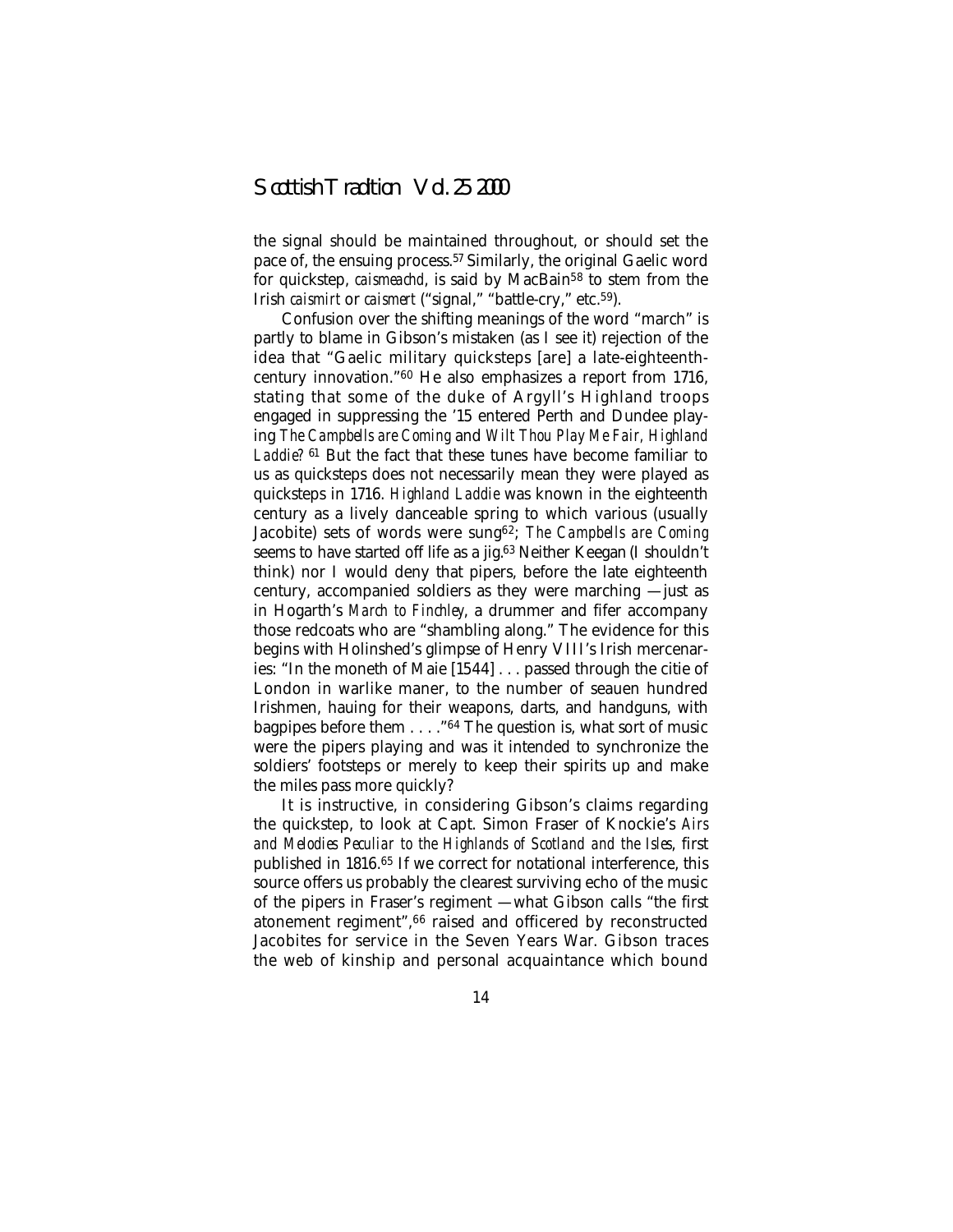the signal should be maintained throughout, or should set the pace of, the ensuing process.[57] Similarly, the original Gaelic word for quickstep, *caismeachd*, is said by MacBain[58] to stem from the Irish *caismirt* or *caismert* ("signal," "battle-cry," etc.[59]).

Confusion over the shifting meanings of the word "march" is partly to blame in Gibson's mistaken (as I see it) rejection of the idea that "Gaelic military quicksteps [are] a late-eighteenth-century innovation."[60] He also emphasizes a report from 1716, stating that some of the duke of Argyll's Highland troops engaged in suppressing the '15 entered Perth and Dundee playing *The Campbells are Coming* and *Wilt Thou Play Me Fair, Highland Laddie*?[61] But the fact that these tunes have become familiar to us as quicksteps does not necessarily mean they were played as quicksteps in 1716. *Highland Laddie* was known in the eighteenth century as a lively danceable spring to which various (usually Jacobite) sets of words were sung[62]; *The Campbells are Coming* seems to have started off life as a jig.[63] Neither Keegan (I shouldn't think) nor I would deny that pipers, before the late eighteenth century, accompanied soldiers as they were marching — just as in Hogarth's *March to Finchley*, a drummer and fifer accompany those redcoats who are "shambling along." The evidence for this begins with Holinshed's glimpse of Henry VIII's Irish mercenaries: "In the moneth of Maie [1544] . . . passed through the citie of London in warlike maner, to the number of seauen hundred Irishmen, hauing for their weapons, darts, and handguns, with bagpipes before them . . . ."[64] The question is, what sort of music were the pipers playing and was it intended to synchronize the soldiers' footsteps or merely to keep their spirits up and make the miles pass more quickly?

It is instructive, in considering Gibson's claims regarding the quickstep, to look at Capt. Simon Fraser of Knockie's *Airs and Melodies Peculiar to the Highlands of Scotland and the Isles*, first published in 1816.[65] If we correct for notational interference, this source offers us probably the clearest surviving echo of the music of the pipers in Fraser's regiment — what Gibson calls "the first atonement regiment",[66] raised and officered by reconstructed Jacobites for service in the Seven Years War. Gibson traces the web of kinship and personal acquaintance which bound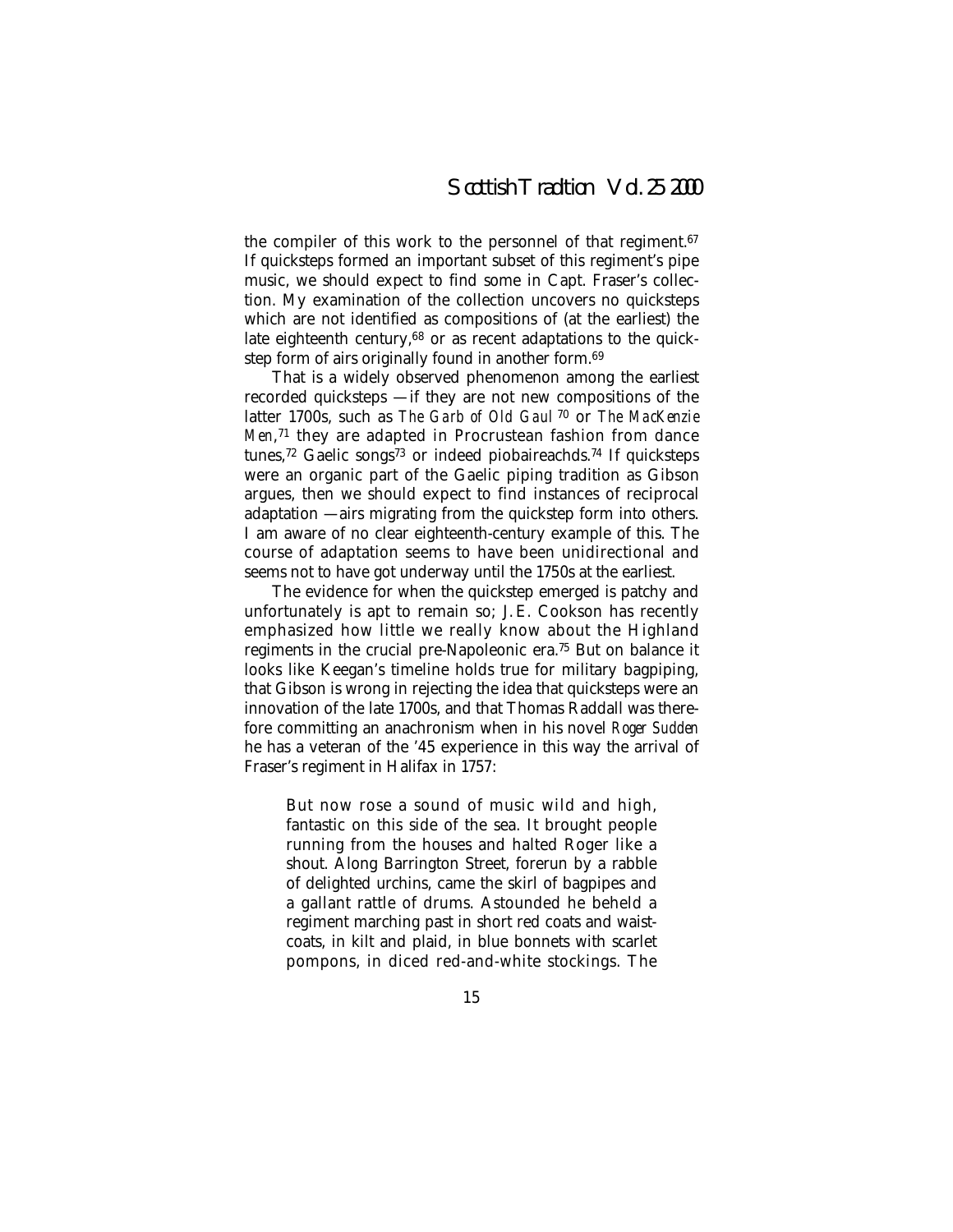the compiler of this work to the personnel of that regiment.[67] If quicksteps formed an important subset of this regiment's pipe music, we should expect to find some in Capt. Fraser's collection. My examination of the collection uncovers no quicksteps which are not identified as compositions of (at the earliest) the late eighteenth century,[68] or as recent adaptations to the quickstep form of airs originally found in another form.[69]

That is a widely observed phenomenon among the earliest recorded quicksteps — if they are not new compositions of the latter 1700s, such as *The Garb of Old Gaul*[70] or *The MacKenzie Men*,[71] they are adapted in Procrustean fashion from dance tunes,[72] Gaelic songs[73] or indeed piobaireachds.[74] If quicksteps were an organic part of the Gaelic piping tradition as Gibson argues, then we should expect to find instances of reciprocal adaptation — airs migrating from the quickstep form into others. I am aware of no clear eighteenth-century example of this. The course of adaptation seems to have been unidirectional and seems not to have got underway until the 1750s at the earliest.

The evidence for when the quickstep emerged is patchy and unfortunately is apt to remain so; J.E. Cookson has recently emphasized how little we really know about the Highland regiments in the crucial pre-Napoleonic era.[75] But on balance it looks like Keegan's timeline holds true for military bagpiping, that Gibson is wrong in rejecting the idea that quicksteps were an innovation of the late 1700s, and that Thomas Raddall was therefore committing an anachronism when in his novel *Roger Sudden* he has a veteran of the '45 experience in this way the arrival of Fraser's regiment in Halifax in 1757:

> But now rose a sound of music wild and high, fantastic on this side of the sea. It brought people running from the houses and halted Roger like a shout. Along Barrington Street, forerun by a rabble of delighted urchins, came the skirl of bagpipes and a gallant rattle of drums. Astounded he beheld a regiment marching past in short red coats and waistcoats, in kilt and plaid, in blue bonnets with scarlet pompons, in diced red-and-white stockings. The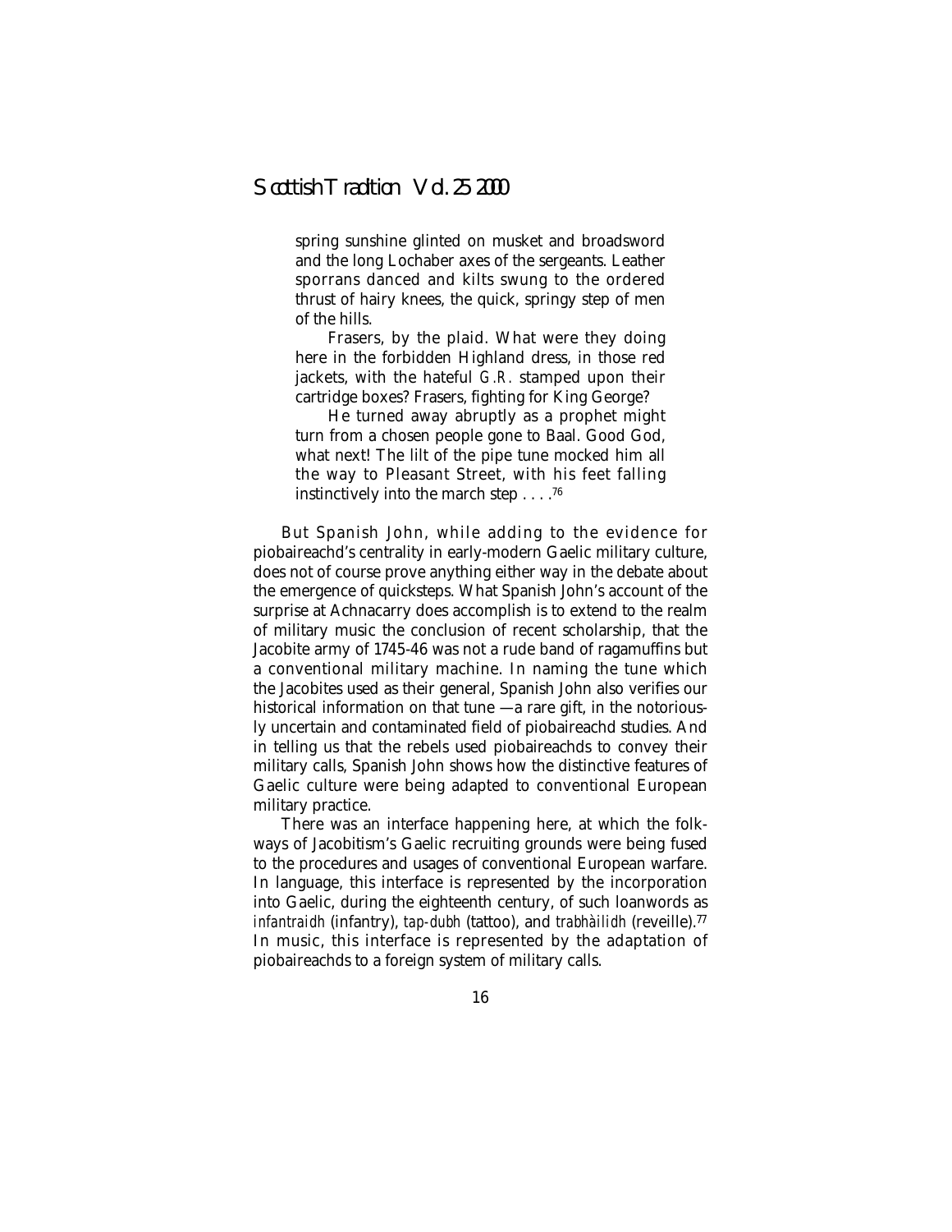spring sunshine glinted on musket and broadsword and the long Lochaber axes of the sergeants. Leather sporrans danced and kilts swung to the ordered thrust of hairy knees, the quick, springy step of men of the hills.

Frasers, by the plaid. What were they doing here in the forbidden Highland dress, in those red jackets, with the hateful *G.R.* stamped upon their cartridge boxes? Frasers, fighting for King George?

He turned away abruptly as a prophet might turn from a chosen people gone to Baal. Good God, what next! The lilt of the pipe tune mocked him all the way to Pleasant Street, with his feet falling instinctively into the march step . . . .[76]

But Spanish John, while adding to the evidence for piobaireachd's centrality in early-modern Gaelic military culture, does not of course prove anything either way in the debate about the emergence of quicksteps. What Spanish John's account of the surprise at Achnacarry does accomplish is to extend to the realm of military music the conclusion of recent scholarship, that the Jacobite army of 1745-46 was not a rude band of ragamuffins but a conventional military machine. In naming the tune which the Jacobites used as their general, Spanish John also verifies our historical information on that tune —a rare gift, in the notoriously uncertain and contaminated field of piobaireachd studies. And in telling us that the rebels used piobaireachds to convey their military calls, Spanish John shows how the distinctive features of Gaelic culture were being adapted to conventional European military practice.

There was an interface happening here, at which the folkways of Jacobitism's Gaelic recruiting grounds were being fused to the procedures and usages of conventional European warfare. In language, this interface is represented by the incorporation into Gaelic, during the eighteenth century, of such loanwords as *infantraidh* (infantry), *tap-dubh* (tattoo), and *trabhàilidh* (reveille).[77] In music, this interface is represented by the adaptation of piobaireachds to a foreign system of military calls.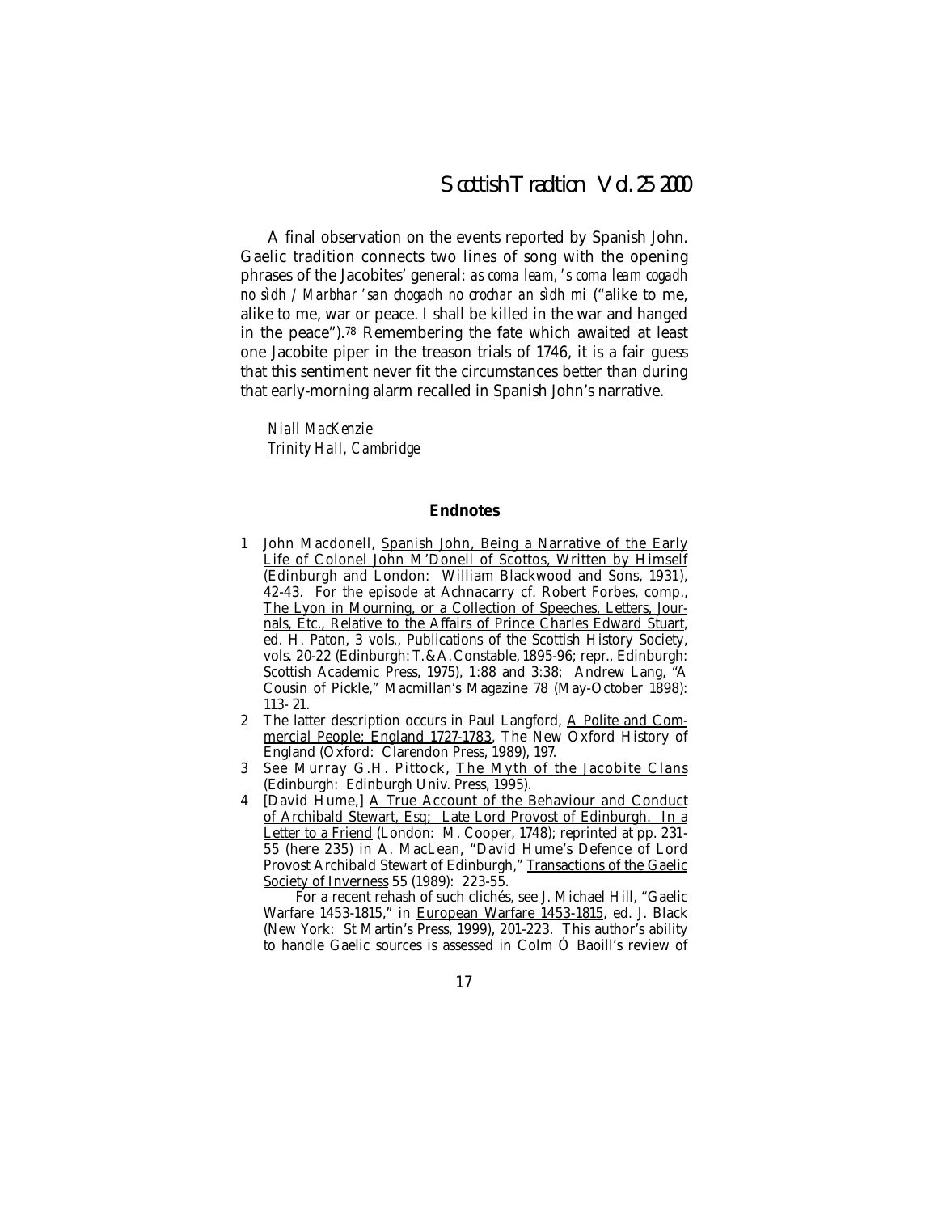A final observation on the events reported by Spanish John. Gaelic tradition connects two lines of song with the opening phrases of the Jacobites' general: *as coma leam, 's coma leam cogadh no sìdh / Marbhar 's an chogadh no crochar an sìdh mi* ("alike to me, alike to me, war or peace. I shall be killed in the war and hanged in the peace").[78] Remembering the fate which awaited at least one Jacobite piper in the treason trials of 1746, it is a fair guess that this sentiment never fit the circumstances better than during that early-morning alarm recalled in Spanish John's narrative.

*Niall MacKenzie*
*Trinity Hall, Cambridge*

## Endnotes

1 John Macdonell, Spanish John, Being a Narrative of the Early Life of Colonel John M'Donell of Scottos, Written by Himself (Edinburgh and London: William Blackwood and Sons, 1931), 42-43. For the episode at Achnacarry cf. Robert Forbes, comp., The Lyon in Mourning, or a Collection of Speeches, Letters, Journals, Etc., Relative to the Affairs of Prince Charles Edward Stuart, ed. H. Paton, 3 vols., Publications of the Scottish History Society, vols. 20-22 (Edinburgh: T.&A.Constable, 1895-96; repr., Edinburgh: Scottish Academic Press, 1975), 1:88 and 3:38; Andrew Lang, "A Cousin of Pickle," Macmillan's Magazine 78 (May-October 1898): 113- 21.

2 The latter description occurs in Paul Langford, A Polite and Commercial People: England 1727-1783, The New Oxford History of England (Oxford: Clarendon Press, 1989), 197.

3 See Murray G.H. Pittock, The Myth of the Jacobite Clans (Edinburgh: Edinburgh Univ. Press, 1995).

4 [David Hume,] A True Account of the Behaviour and Conduct of Archibald Stewart, Esq; Late Lord Provost of Edinburgh. In a Letter to a Friend (London: M. Cooper, 1748); reprinted at pp. 231-55 (here 235) in A. MacLean, "David Hume's Defence of Lord Provost Archibald Stewart of Edinburgh," Transactions of the Gaelic Society of Inverness 55 (1989): 223-55.

For a recent rehash of such clichés, see J. Michael Hill, "Gaelic Warfare 1453-1815," in European Warfare 1453-1815, ed. J. Black (New York: St Martin's Press, 1999), 201-223. This author's ability to handle Gaelic sources is assessed in Colm Ó Baoill's review of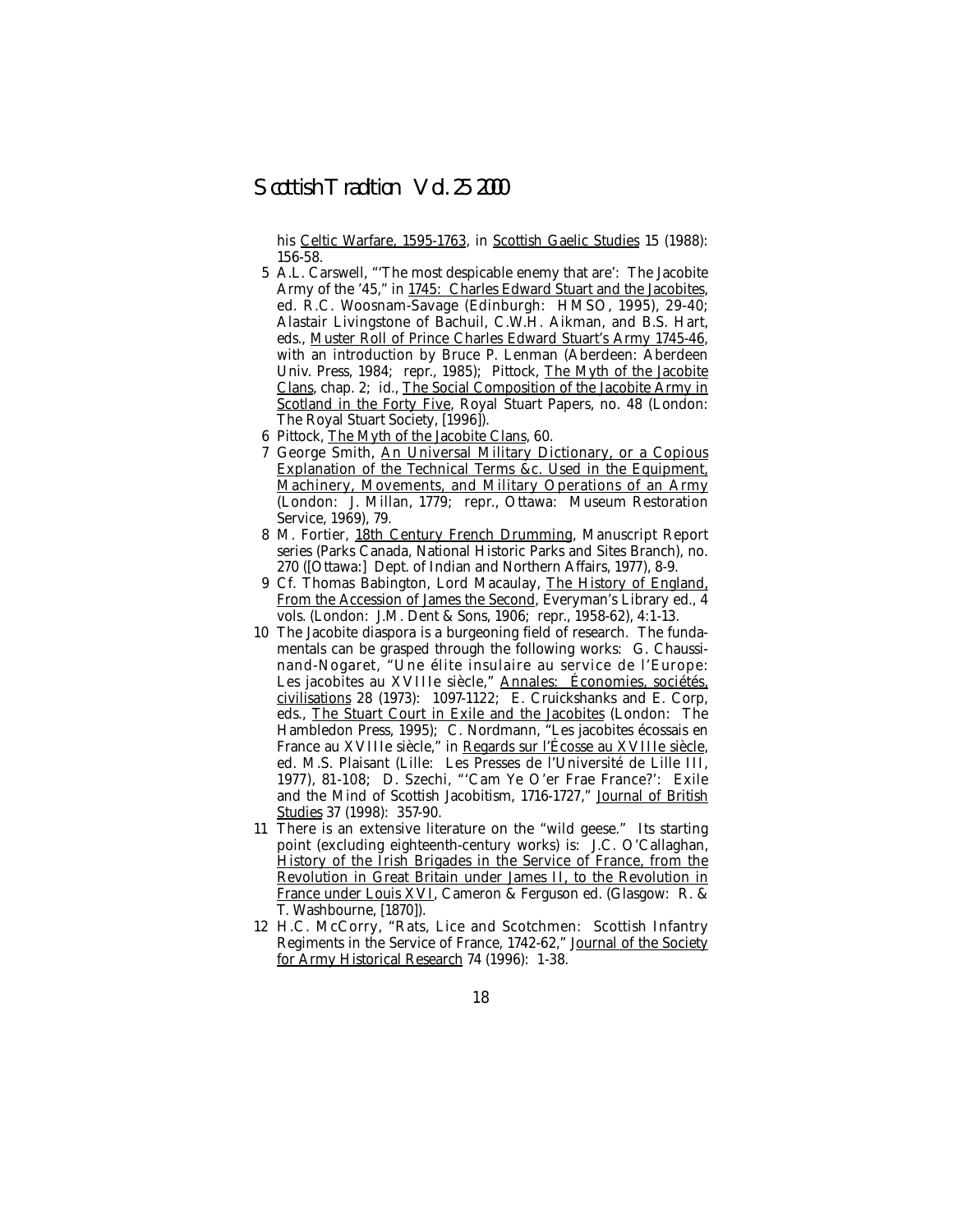his Celtic Warfare, 1595-1763, in Scottish Gaelic Studies 15 (1988): 156-58.

5 A.L. Carswell, "'The most despicable enemy that are': The Jacobite Army of the '45," in 1745: Charles Edward Stuart and the Jacobites, ed. R.C. Woosnam-Savage (Edinburgh: HMSO, 1995), 29-40; Alastair Livingstone of Bachuil, C.W.H. Aikman, and B.S. Hart, eds., Muster Roll of Prince Charles Edward Stuart's Army 1745-46, with an introduction by Bruce P. Lenman (Aberdeen: Aberdeen Univ. Press, 1984; repr., 1985); Pittock, The Myth of the Jacobite Clans, chap. 2; id., The Social Composition of the Jacobite Army in Scotland in the Forty Five, Royal Stuart Papers, no. 48 (London: The Royal Stuart Society, [1996]).

6 Pittock, The Myth of the Jacobite Clans, 60.

7 George Smith, An Universal Military Dictionary, or a Copious Explanation of the Technical Terms &c. Used in the Equipment, Machinery, Movements, and Military Operations of an Army (London: J. Millan, 1779; repr., Ottawa: Museum Restoration Service, 1969), 79.

8 M. Fortier, 18th Century French Drumming, Manuscript Report series (Parks Canada, National Historic Parks and Sites Branch), no. 270 ([Ottawa:] Dept. of Indian and Northern Affairs, 1977), 8-9.

9 Cf. Thomas Babington, Lord Macaulay, The History of England, From the Accession of James the Second, Everyman's Library ed., 4 vols. (London: J.M. Dent & Sons, 1906; repr., 1958-62), 4:1-13.

10 The Jacobite diaspora is a burgeoning field of research. The fundamentals can be grasped through the following works: G. Chaussinand-Nogaret, "Une élite insulaire au service de l'Europe: Les jacobites au XVIIIe siècle," Annales: Économies, sociétés, civilisations 28 (1973): 1097-1122; E. Cruickshanks and E. Corp, eds., The Stuart Court in Exile and the Jacobites (London: The Hambledon Press, 1995); C. Nordmann, "Les jacobites écossais en France au XVIIIe siècle," in Regards sur l'Écosse au XVIIIe siècle, ed. M.S. Plaisant (Lille: Les Presses de l'Université de Lille III, 1977), 81-108; D. Szechi, "'Cam Ye O'er Frae France?': Exile and the Mind of Scottish Jacobitism, 1716-1727," Journal of British Studies 37 (1998): 357-90.

11 There is an extensive literature on the "wild geese." Its starting point (excluding eighteenth-century works) is: J.C. O'Callaghan, History of the Irish Brigades in the Service of France, from the Revolution in Great Britain under James II, to the Revolution in France under Louis XVI, Cameron & Ferguson ed. (Glasgow: R. & T. Washbourne, [1870]).

12 H.C. McCorry, "Rats, Lice and Scotchmen: Scottish Infantry Regiments in the Service of France, 1742-62," Journal of the Society for Army Historical Research 74 (1996): 1-38.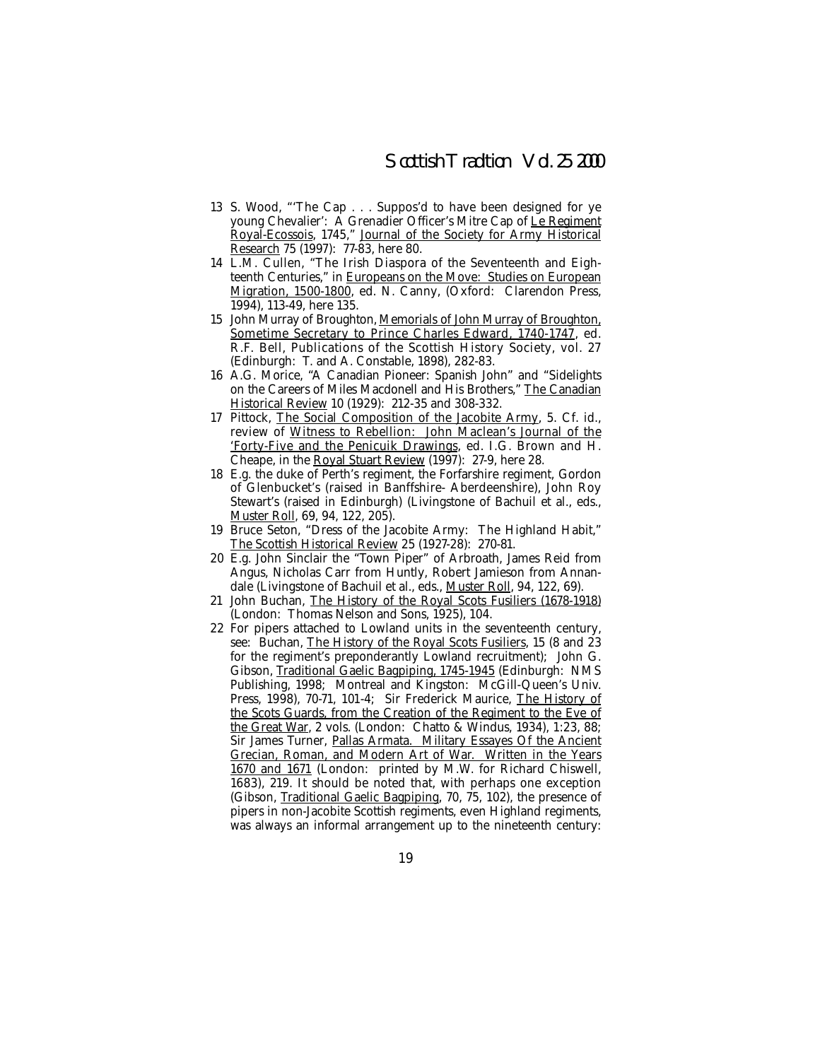13 S. Wood, "'The Cap . . . Suppos'd to have been designed for ye young Chevalier': A Grenadier Officer's Mitre Cap of Le Regiment Royal-Ecossois, 1745," Journal of the Society for Army Historical Research 75 (1997): 77-83, here 80.

14 L.M. Cullen, "The Irish Diaspora of the Seventeenth and Eighteenth Centuries," in Europeans on the Move: Studies on European Migration, 1500-1800, ed. N. Canny, (Oxford: Clarendon Press, 1994), 113-49, here 135.

15 John Murray of Broughton, Memorials of John Murray of Broughton, Sometime Secretary to Prince Charles Edward, 1740-1747, ed. R.F. Bell, Publications of the Scottish History Society, vol. 27 (Edinburgh: T. and A. Constable, 1898), 282-83.

16 A.G. Morice, "A Canadian Pioneer: Spanish John" and "Sidelights on the Careers of Miles Macdonell and His Brothers," The Canadian Historical Review 10 (1929): 212-35 and 308-332.

17 Pittock, The Social Composition of the Jacobite Army, 5. Cf. id., review of Witness to Rebellion: John Maclean's Journal of the 'Forty-Five and the Penicuik Drawings, ed. I.G. Brown and H. Cheape, in the Royal Stuart Review (1997): 27-9, here 28.

18 E.g. the duke of Perth's regiment, the Forfarshire regiment, Gordon of Glenbucket's (raised in Banffshire- Aberdeenshire), John Roy Stewart's (raised in Edinburgh) (Livingstone of Bachuil et al., eds., Muster Roll, 69, 94, 122, 205).

19 Bruce Seton, "Dress of the Jacobite Army: The Highland Habit," The Scottish Historical Review 25 (1927-28): 270-81.

20 E.g. John Sinclair the "Town Piper" of Arbroath, James Reid from Angus, Nicholas Carr from Huntly, Robert Jamieson from Annandale (Livingstone of Bachuil et al., eds., Muster Roll, 94, 122, 69).

21 John Buchan, The History of the Royal Scots Fusiliers (1678-1918) (London: Thomas Nelson and Sons, 1925), 104.

22 For pipers attached to Lowland units in the seventeenth century, see: Buchan, The History of the Royal Scots Fusiliers, 15 (8 and 23 for the regiment's preponderantly Lowland recruitment); John G. Gibson, Traditional Gaelic Bagpiping, 1745-1945 (Edinburgh: NMS Publishing, 1998; Montreal and Kingston: McGill-Queen's Univ. Press, 1998), 70-71, 101-4; Sir Frederick Maurice, The History of the Scots Guards, from the Creation of the Regiment to the Eve of the Great War, 2 vols. (London: Chatto & Windus, 1934), 1:23, 88; Sir James Turner, Pallas Armata. Military Essayes Of the Ancient Grecian, Roman, and Modern Art of War. Written in the Years 1670 and 1671 (London: printed by M.W. for Richard Chiswell, 1683), 219. It should be noted that, with perhaps one exception (Gibson, Traditional Gaelic Bagpiping, 70, 75, 102), the presence of pipers in non-Jacobite Scottish regiments, even Highland regiments, was always an informal arrangement up to the nineteenth century: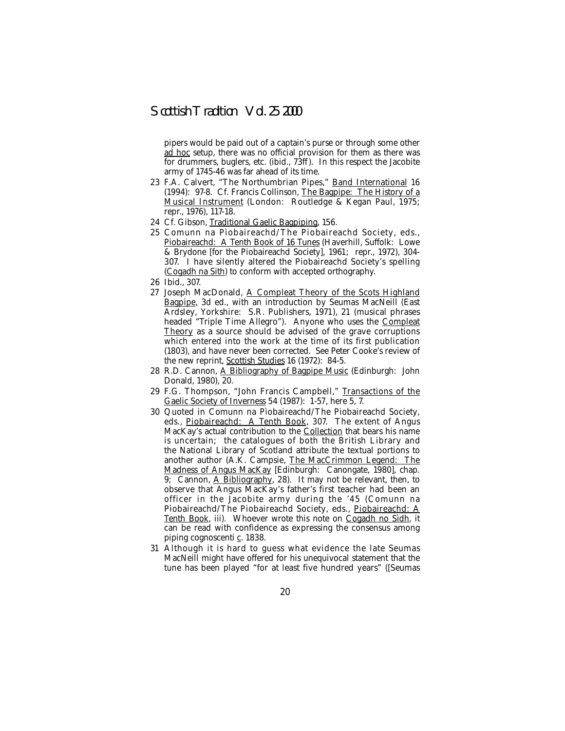pipers would be paid out of a captain's purse or through some other <u>ad hoc</u> setup, there was no official provision for them as there was for drummers, buglers, etc. (ibid., 73ff). In this respect the Jacobite army of 1745-46 was far ahead of its time.

23 F.A. Calvert, "The Northumbrian Pipes," <u>Band International</u> 16 (1994): 97-8. Cf. Francis Collinson, <u>The Bagpipe: The History of a Musical Instrument</u> (London: Routledge & Kegan Paul, 1975; repr., 1976), 117-18.

24 Cf. Gibson, <u>Traditional Gaelic Bagpiping</u>, 156.

25 Comunn na Pìobaireachd/The Piobaireachd Society, eds., <u>Piobaireachd: A Tenth Book of 16 Tunes</u> (Haverhill, Suffolk: Lowe & Brydone [for the Piobaireachd Society], 1961; repr., 1972), 304-307. I have silently altered the Piobaireachd Society's spelling (<u>Cogadh na Sith</u>) to conform with accepted orthography.

26 Ibid., 307.

27 Joseph MacDonald, <u>A Compleat Theory of the Scots Highland Bagpipe</u>, 3d ed., with an introduction by Seumas MacNeill (East Ardsley, Yorkshire: S.R. Publishers, 1971), 21 (musical phrases headed "Triple Time Allegro"). Anyone who uses the <u>Compleat Theory</u> as a source should be advised of the grave corruptions which entered into the work at the time of its first publication (1803), and have never been corrected. See Peter Cooke's review of the new reprint, <u>Scottish Studies</u> 16 (1972): 84-5.

28 R.D. Cannon, <u>A Bibliography of Bagpipe Music</u> (Edinburgh: John Donald, 1980), 20.

29 F.G. Thompson, "John Francis Campbell," <u>Transactions of the Gaelic Society of Inverness</u> 54 (1987): 1-57, here 5, 7.

30 Quoted in Comunn na Pìobaireachd/The Piobaireachd Society, eds., <u>Piobaireachd: A Tenth Book</u>, 307. The extent of Angus MacKay's actual contribution to the <u>Collection</u> that bears his name is uncertain; the catalogues of both the British Library and the National Library of Scotland attribute the textual portions to another author (A.K. Campsie, <u>The MacCrimmon Legend: The Madness of Angus MacKay</u> [Edinburgh: Canongate, 1980], chap. 9; Cannon, <u>A Bibliography</u>, 28). It may not be relevant, then, to observe that Angus MacKay's father's first teacher had been an officer in the Jacobite army during the '45 (Comunn na Pìobaireachd/The Piobaireachd Society, eds., <u>Piobaireachd: A Tenth Book</u>, iii). Whoever wrote this note on <u>Cogadh no Sìdh</u>, it can be read with confidence as expressing the consensus among piping cognoscenti <u>c</u>. 1838.

31 Although it is hard to guess what evidence the late Seumas MacNeill might have offered for his unequivocal statement that the tune has been played "for at least five hundred years" ([Seumas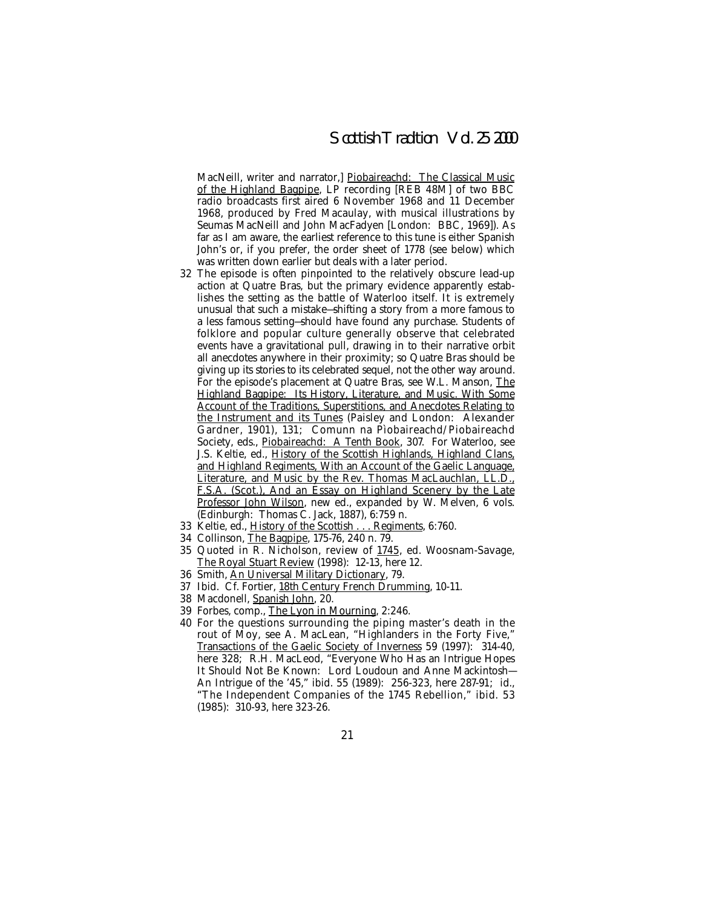MacNeill, writer and narrator,] Piobaireachd: The Classical Music of the Highland Bagpipe, LP recording [REB 48M] of two BBC radio broadcasts first aired 6 November 1968 and 11 December 1968, produced by Fred Macaulay, with musical illustrations by Seumas MacNeill and John MacFadyen [London: BBC, 1969]). As far as I am aware, the earliest reference to this tune is either Spanish John's or, if you prefer, the order sheet of 1778 (see below) which was written down earlier but deals with a later period.

32 The episode is often pinpointed to the relatively obscure lead-up action at Quatre Bras, but the primary evidence apparently establishes the setting as the battle of Waterloo itself. It is extremely unusual that such a mistake—shifting a story from a more famous to a less famous setting—should have found any purchase. Students of folklore and popular culture generally observe that celebrated events have a gravitational pull, drawing in to their narrative orbit all anecdotes anywhere in their proximity; so Quatre Bras should be giving up its stories to its celebrated sequel, not the other way around. For the episode's placement at Quatre Bras, see W.L. Manson, The Highland Bagpipe: Its History, Literature, and Music. With Some Account of the Traditions, Superstitions, and Anecdotes Relating to the Instrument and its Tunes (Paisley and London: Alexander Gardner, 1901), 131; Comunn na Pìobaireachd/Piobaireachd Society, eds., Piobaireachd: A Tenth Book, 307. For Waterloo, see J.S. Keltie, ed., History of the Scottish Highlands, Highland Clans, and Highland Regiments, With an Account of the Gaelic Language, Literature, and Music by the Rev. Thomas MacLauchlan, LL.D., F.S.A. (Scot.), And an Essay on Highland Scenery by the Late Professor John Wilson, new ed., expanded by W. Melven, 6 vols. (Edinburgh: Thomas C. Jack, 1887), 6:759 n.

33 Keltie, ed., History of the Scottish . . . Regiments, 6:760.

34 Collinson, The Bagpipe, 175-76, 240 n. 79.

35 Quoted in R. Nicholson, review of 1745, ed. Woosnam-Savage, The Royal Stuart Review (1998): 12-13, here 12.

36 Smith, An Universal Military Dictionary, 79.

37 Ibid. Cf. Fortier, 18th Century French Drumming, 10-11.

38 Macdonell, Spanish John, 20.

39 Forbes, comp., The Lyon in Mourning, 2:246.

40 For the questions surrounding the piping master's death in the rout of Moy, see A. MacLean, "Highlanders in the Forty Five," Transactions of the Gaelic Society of Inverness 59 (1997): 314-40, here 328; R.H. MacLeod, "Everyone Who Has an Intrigue Hopes It Should Not Be Known: Lord Loudoun and Anne Mackintosh—An Intrigue of the '45," ibid. 55 (1989): 256-323, here 287-91; id., "The Independent Companies of the 1745 Rebellion," ibid. 53 (1985): 310-93, here 323-26.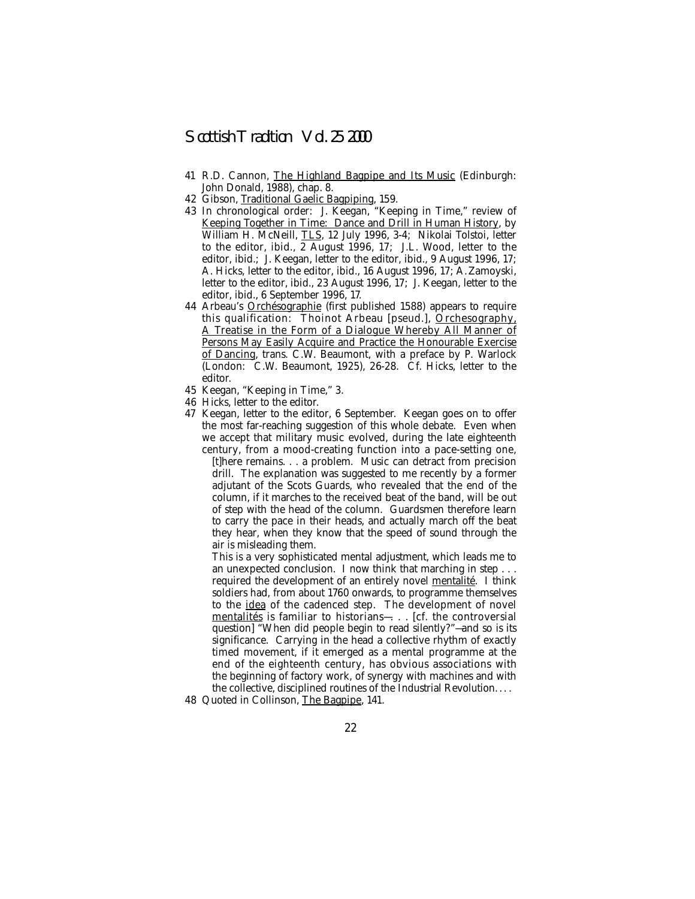41 R.D. Cannon, The Highland Bagpipe and Its Music (Edinburgh: John Donald, 1988), chap. 8.

42 Gibson, Traditional Gaelic Bagpiping, 159.

43 In chronological order: J. Keegan, "Keeping in Time," review of Keeping Together in Time: Dance and Drill in Human History, by William H. McNeill, TLS, 12 July 1996, 3-4; Nikolai Tolstoi, letter to the editor, ibid., 2 August 1996, 17; J.L. Wood, letter to the editor, ibid.; J. Keegan, letter to the editor, ibid., 9 August 1996, 17; A. Hicks, letter to the editor, ibid., 16 August 1996, 17; A. Zamoyski, letter to the editor, ibid., 23 August 1996, 17; J. Keegan, letter to the editor, ibid., 6 September 1996, 17.

44 Arbeau's Orchésographie (first published 1588) appears to require this qualification: Thoinot Arbeau [pseud.], Orchesography, A Treatise in the Form of a Dialogue Whereby All Manner of Persons May Easily Acquire and Practice the Honourable Exercise of Dancing, trans. C.W. Beaumont, with a preface by P. Warlock (London: C.W. Beaumont, 1925), 26-28. Cf. Hicks, letter to the editor.

45 Keegan, "Keeping in Time," 3.

46 Hicks, letter to the editor.

47 Keegan, letter to the editor, 6 September. Keegan goes on to offer the most far-reaching suggestion of this whole debate. Even when we accept that military music evolved, during the late eighteenth century, from a mood-creating function into a pace-setting one,

> [t]here remains. . . a problem. Music can detract from precision drill. The explanation was suggested to me recently by a former adjutant of the Scots Guards, who revealed that the end of the column, if it marches to the received beat of the band, will be out of step with the head of the column. Guardsmen therefore learn to carry the pace in their heads, and actually march off the beat they hear, when they know that the speed of sound through the air is misleading them.
>
> This is a very sophisticated mental adjustment, which leads me to an unexpected conclusion. I now think that marching in step . . . required the development of an entirely novel mentalité. I think soldiers had, from about 1760 onwards, to programme themselves to the idea of the cadenced step. The development of novel mentalités is familiar to historians—. . . [cf. the controversial question] "When did people begin to read silently?"—and so is its significance. Carrying in the head a collective rhythm of exactly timed movement, if it emerged as a mental programme at the end of the eighteenth century, has obvious associations with the beginning of factory work, of synergy with machines and with the collective, disciplined routines of the Industrial Revolution. . . .

48 Quoted in Collinson, The Bagpipe, 141.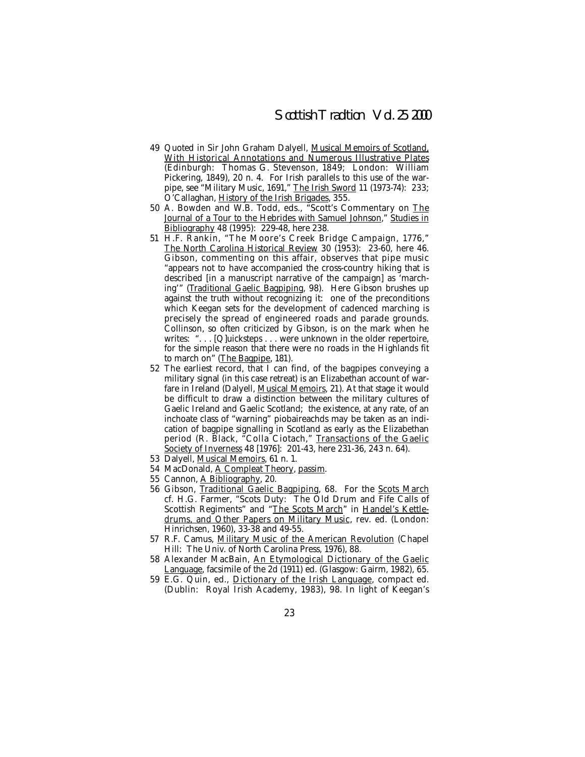49 Quoted in Sir John Graham Dalyell, Musical Memoirs of Scotland, With Historical Annotations and Numerous Illustrative Plates (Edinburgh: Thomas G. Stevenson, 1849; London: William Pickering, 1849), 20 n. 4. For Irish parallels to this use of the war-pipe, see "Military Music, 1691," The Irish Sword 11 (1973-74): 233; O'Callaghan, History of the Irish Brigades, 355.

50 A. Bowden and W.B. Todd, eds., "Scott's Commentary on The Journal of a Tour to the Hebrides with Samuel Johnson," Studies in Bibliography 48 (1995): 229-48, here 238.

51 H.F. Rankin, "The Moore's Creek Bridge Campaign, 1776," The North Carolina Historical Review 30 (1953): 23-60, here 46. Gibson, commenting on this affair, observes that pipe music "appears not to have accompanied the cross-country hiking that is described [in a manuscript narrative of the campaign] as 'marching'" (Traditional Gaelic Bagpiping, 98). Here Gibson brushes up against the truth without recognizing it: one of the preconditions which Keegan sets for the development of cadenced marching is precisely the spread of engineered roads and parade grounds. Collinson, so often criticized by Gibson, is on the mark when he writes: ". . . [Q]uicksteps . . . were unknown in the older repertoire, for the simple reason that there were no roads in the Highlands fit to march on" (The Bagpipe, 181).

52 The earliest record, that I can find, of the bagpipes conveying a military signal (in this case retreat) is an Elizabethan account of warfare in Ireland (Dalyell, Musical Memoirs, 21). At that stage it would be difficult to draw a distinction between the military cultures of Gaelic Ireland and Gaelic Scotland; the existence, at any rate, of an inchoate class of "warning" piobaireachds may be taken as an indication of bagpipe signalling in Scotland as early as the Elizabethan period (R. Black, "Colla Ciotach," Transactions of the Gaelic Society of Inverness 48 [1976]: 201-43, here 231-36, 243 n. 64).

53 Dalyell, Musical Memoirs, 61 n. 1.

54 MacDonald, A Compleat Theory, passim.

55 Cannon, A Bibliography, 20.

56 Gibson, Traditional Gaelic Bagpiping, 68. For the Scots March cf. H.G. Farmer, "Scots Duty: The Old Drum and Fife Calls of Scottish Regiments" and "The Scots March" in Handel's Kettledrums, and Other Papers on Military Music, rev. ed. (London: Hinrichsen, 1960), 33-38 and 49-55.

57 R.F. Camus, Military Music of the American Revolution (Chapel Hill: The Univ. of North Carolina Press, 1976), 88.

58 Alexander MacBain, An Etymological Dictionary of the Gaelic Language, facsimile of the 2d (1911) ed. (Glasgow: Gairm, 1982), 65.

59 E.G. Quin, ed., Dictionary of the Irish Language, compact ed. (Dublin: Royal Irish Academy, 1983), 98. In light of Keegan's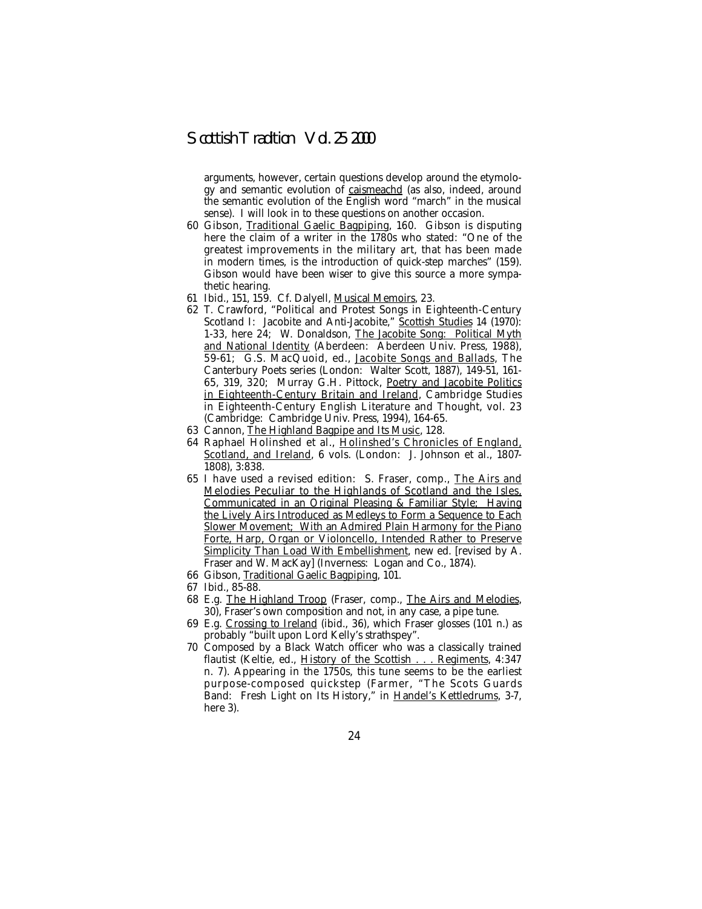arguments, however, certain questions develop around the etymology and semantic evolution of caismeachd (as also, indeed, around the semantic evolution of the English word "march" in the musical sense). I will look in to these questions on another occasion.

60 Gibson, Traditional Gaelic Bagpiping, 160. Gibson is disputing here the claim of a writer in the 1780s who stated: "One of the greatest improvements in the military art, that has been made in modern times, is the introduction of quick-step marches" (159). Gibson would have been wiser to give this source a more sympathetic hearing.

61 Ibid., 151, 159. Cf. Dalyell, Musical Memoirs, 23.

62 T. Crawford, "Political and Protest Songs in Eighteenth-Century Scotland I: Jacobite and Anti-Jacobite," Scottish Studies 14 (1970): 1-33, here 24; W. Donaldson, The Jacobite Song: Political Myth and National Identity (Aberdeen: Aberdeen Univ. Press, 1988), 59-61; G.S. MacQuoid, ed., Jacobite Songs and Ballads, The Canterbury Poets series (London: Walter Scott, 1887), 149-51, 161-65, 319, 320; Murray G.H. Pittock, Poetry and Jacobite Politics in Eighteenth-Century Britain and Ireland, Cambridge Studies in Eighteenth-Century English Literature and Thought, vol. 23 (Cambridge: Cambridge Univ. Press, 1994), 164-65.

63 Cannon, The Highland Bagpipe and Its Music, 128.

64 Raphael Holinshed et al., Holinshed's Chronicles of England, Scotland, and Ireland, 6 vols. (London: J. Johnson et al., 1807-1808), 3:838.

65 I have used a revised edition: S. Fraser, comp., The Airs and Melodies Peculiar to the Highlands of Scotland and the Isles, Communicated in an Original Pleasing & Familiar Style; Having the Lively Airs Introduced as Medleys to Form a Sequence to Each Slower Movement; With an Admired Plain Harmony for the Piano Forte, Harp, Organ or Violoncello, Intended Rather to Preserve Simplicity Than Load With Embellishment, new ed. [revised by A. Fraser and W. MacKay] (Inverness: Logan and Co., 1874).

66 Gibson, Traditional Gaelic Bagpiping, 101.

67 Ibid., 85-88.

68 E.g. The Highland Troop (Fraser, comp., The Airs and Melodies, 30), Fraser's own composition and not, in any case, a pipe tune.

69 E.g. Crossing to Ireland (ibid., 36), which Fraser glosses (101 n.) as probably "built upon Lord Kelly's strathspey".

70 Composed by a Black Watch officer who was a classically trained flautist (Keltie, ed., History of the Scottish . . . Regiments, 4:347 n. 7). Appearing in the 1750s, this tune seems to be the earliest purpose-composed quickstep (Farmer, "The Scots Guards Band: Fresh Light on Its History," in Handel's Kettledrums, 3-7, here 3).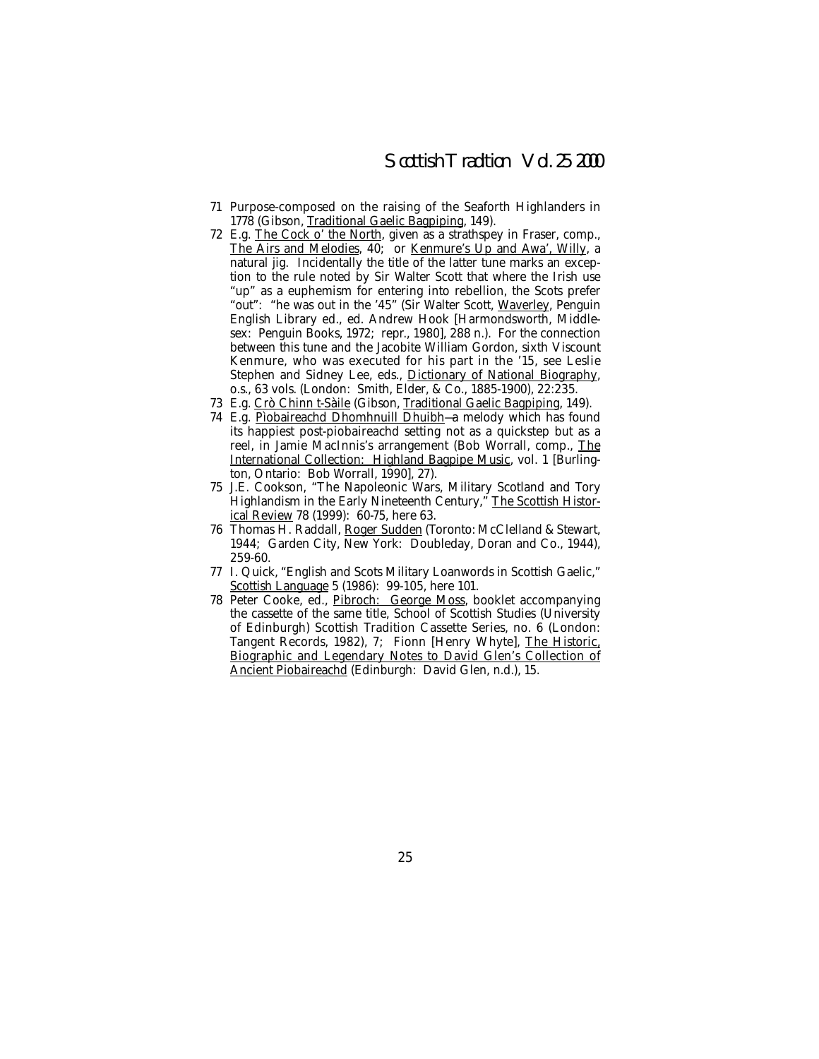71 Purpose-composed on the raising of the Seaforth Highlanders in 1778 (Gibson, Traditional Gaelic Bagpiping, 149).

72 E.g. The Cock o' the North, given as a strathspey in Fraser, comp., The Airs and Melodies, 40; or Kenmure's Up and Awa', Willy, a natural jig. Incidentally the title of the latter tune marks an exception to the rule noted by Sir Walter Scott that where the Irish use "up" as a euphemism for entering into rebellion, the Scots prefer "out": "he was out in the '45" (Sir Walter Scott, Waverley, Penguin English Library ed., ed. Andrew Hook [Harmondsworth, Middlesex: Penguin Books, 1972; repr., 1980], 288 n.). For the connection between this tune and the Jacobite William Gordon, sixth Viscount Kenmure, who was executed for his part in the '15, see Leslie Stephen and Sidney Lee, eds., Dictionary of National Biography, o.s., 63 vols. (London: Smith, Elder, & Co., 1885-1900), 22:235.

73 E.g. Crò Chinn t-Sàile (Gibson, Traditional Gaelic Bagpiping, 149).

74 E.g. Pìobaireachd Dhomhnuill Dhuibh—a melody which has found its happiest post-piobaireachd setting not as a quickstep but as a reel, in Jamie MacInnis's arrangement (Bob Worrall, comp., The International Collection: Highland Bagpipe Music, vol. 1 [Burlington, Ontario: Bob Worrall, 1990], 27).

75 J.E. Cookson, "The Napoleonic Wars, Military Scotland and Tory Highlandism in the Early Nineteenth Century," The Scottish Historical Review 78 (1999): 60-75, here 63.

76 Thomas H. Raddall, Roger Sudden (Toronto: McClelland & Stewart, 1944; Garden City, New York: Doubleday, Doran and Co., 1944), 259-60.

77 I. Quick, "English and Scots Military Loanwords in Scottish Gaelic," Scottish Language 5 (1986): 99-105, here 101.

78 Peter Cooke, ed., Pibroch: George Moss, booklet accompanying the cassette of the same title, School of Scottish Studies (University of Edinburgh) Scottish Tradition Cassette Series, no. 6 (London: Tangent Records, 1982), 7; Fionn [Henry Whyte], The Historic, Biographic and Legendary Notes to David Glen's Collection of Ancient Piobaireachd (Edinburgh: David Glen, n.d.), 15.